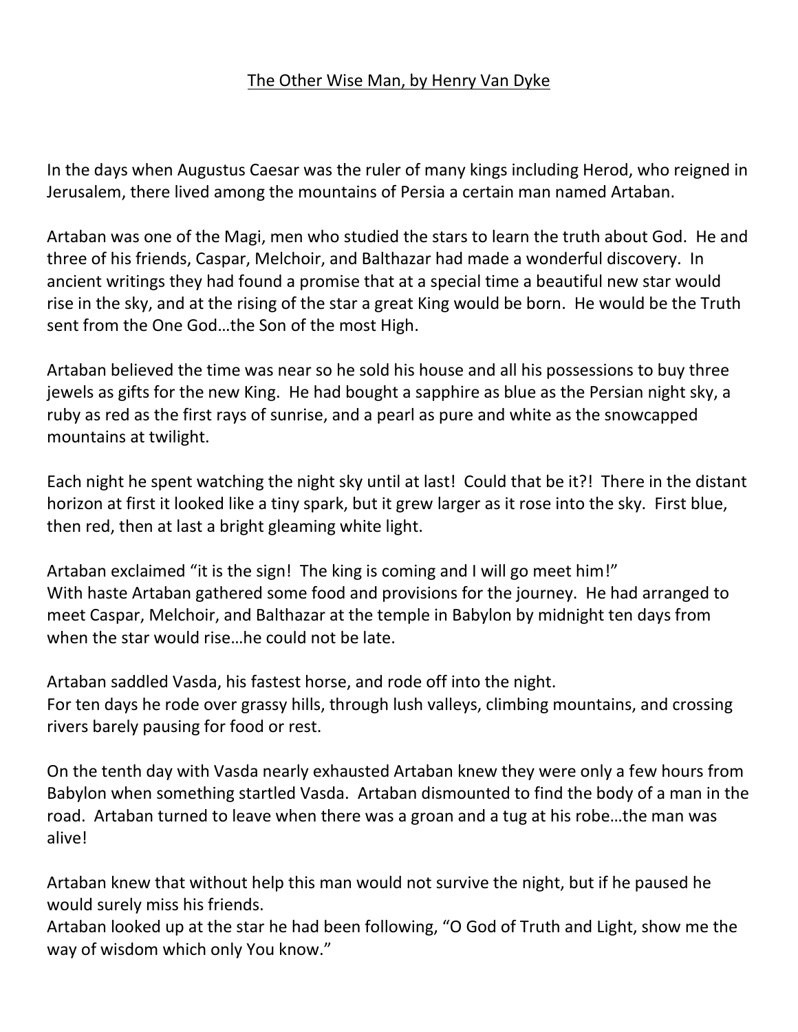# The Other Wise Man, by Henry Van Dyke

In the days when Augustus Caesar was the ruler of many kings including Herod, who reigned in Jerusalem, there lived among the mountains of Persia a certain man named Artaban.

Artaban was one of the Magi, men who studied the stars to learn the truth about God. He and three of his friends, Caspar, Melchoir, and Balthazar had made a wonderful discovery. In ancient writings they had found a promise that at a special time a beautiful new star would rise in the sky, and at the rising of the star a great King would be born. He would be the Truth sent from the One God…the Son of the most High.

Artaban believed the time was near so he sold his house and all his possessions to buy three jewels as gifts for the new King. He had bought a sapphire as blue as the Persian night sky, a ruby as red as the first rays of sunrise, and a pearl as pure and white as the snowcapped mountains at twilight.

Each night he spent watching the night sky until at last! Could that be it?! There in the distant horizon at first it looked like a tiny spark, but it grew larger as it rose into the sky. First blue, then red, then at last a bright gleaming white light.

Artaban exclaimed "it is the sign! The king is coming and I will go meet him!"
With haste Artaban gathered some food and provisions for the journey. He had arranged to meet Caspar, Melchoir, and Balthazar at the temple in Babylon by midnight ten days from when the star would rise…he could not be late.

Artaban saddled Vasda, his fastest horse, and rode off into the night.
For ten days he rode over grassy hills, through lush valleys, climbing mountains, and crossing rivers barely pausing for food or rest.

On the tenth day with Vasda nearly exhausted Artaban knew they were only a few hours from Babylon when something startled Vasda. Artaban dismounted to find the body of a man in the road. Artaban turned to leave when there was a groan and a tug at his robe…the man was alive!

Artaban knew that without help this man would not survive the night, but if he paused he would surely miss his friends.
Artaban looked up at the star he had been following, "O God of Truth and Light, show me the way of wisdom which only You know."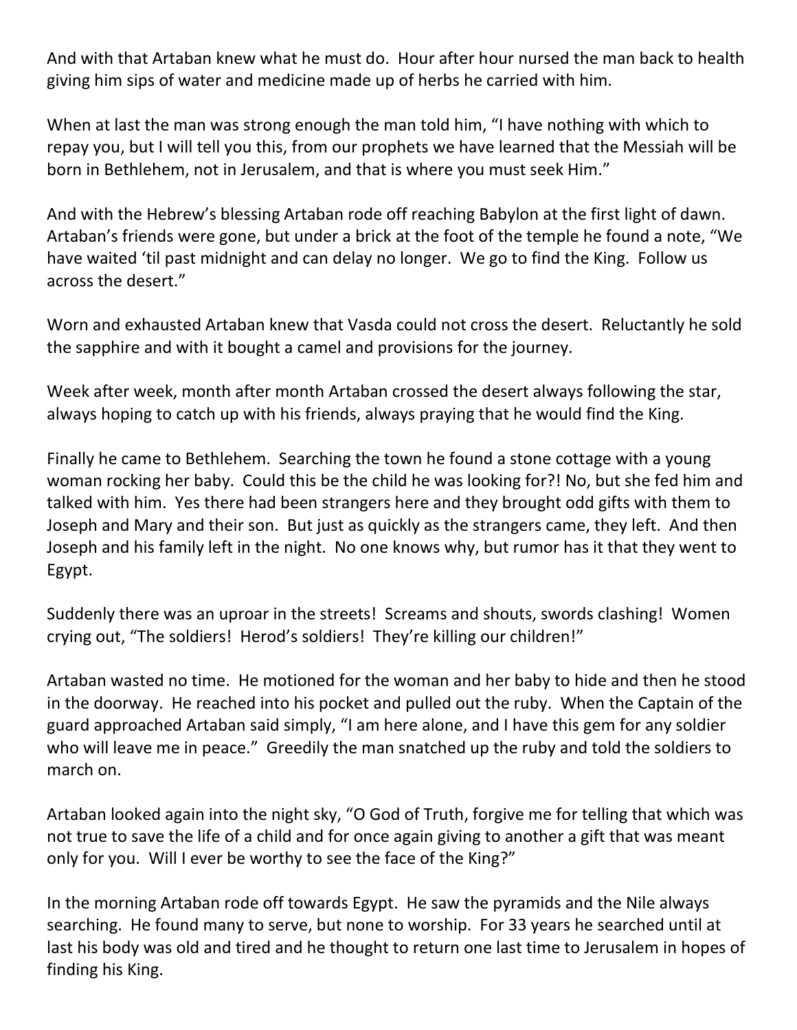And with that Artaban knew what he must do. Hour after hour nursed the man back to health giving him sips of water and medicine made up of herbs he carried with him.

When at last the man was strong enough the man told him, "I have nothing with which to repay you, but I will tell you this, from our prophets we have learned that the Messiah will be born in Bethlehem, not in Jerusalem, and that is where you must seek Him."

And with the Hebrew's blessing Artaban rode off reaching Babylon at the first light of dawn. Artaban's friends were gone, but under a brick at the foot of the temple he found a note, "We have waited 'til past midnight and can delay no longer. We go to find the King. Follow us across the desert."

Worn and exhausted Artaban knew that Vasda could not cross the desert. Reluctantly he sold the sapphire and with it bought a camel and provisions for the journey.

Week after week, month after month Artaban crossed the desert always following the star, always hoping to catch up with his friends, always praying that he would find the King.

Finally he came to Bethlehem. Searching the town he found a stone cottage with a young woman rocking her baby. Could this be the child he was looking for?! No, but she fed him and talked with him. Yes there had been strangers here and they brought odd gifts with them to Joseph and Mary and their son. But just as quickly as the strangers came, they left. And then Joseph and his family left in the night. No one knows why, but rumor has it that they went to Egypt.

Suddenly there was an uproar in the streets! Screams and shouts, swords clashing! Women crying out, "The soldiers! Herod's soldiers! They're killing our children!"

Artaban wasted no time. He motioned for the woman and her baby to hide and then he stood in the doorway. He reached into his pocket and pulled out the ruby. When the Captain of the guard approached Artaban said simply, "I am here alone, and I have this gem for any soldier who will leave me in peace." Greedily the man snatched up the ruby and told the soldiers to march on.

Artaban looked again into the night sky, "O God of Truth, forgive me for telling that which was not true to save the life of a child and for once again giving to another a gift that was meant only for you. Will I ever be worthy to see the face of the King?"

In the morning Artaban rode off towards Egypt. He saw the pyramids and the Nile always searching. He found many to serve, but none to worship. For 33 years he searched until at last his body was old and tired and he thought to return one last time to Jerusalem in hopes of finding his King.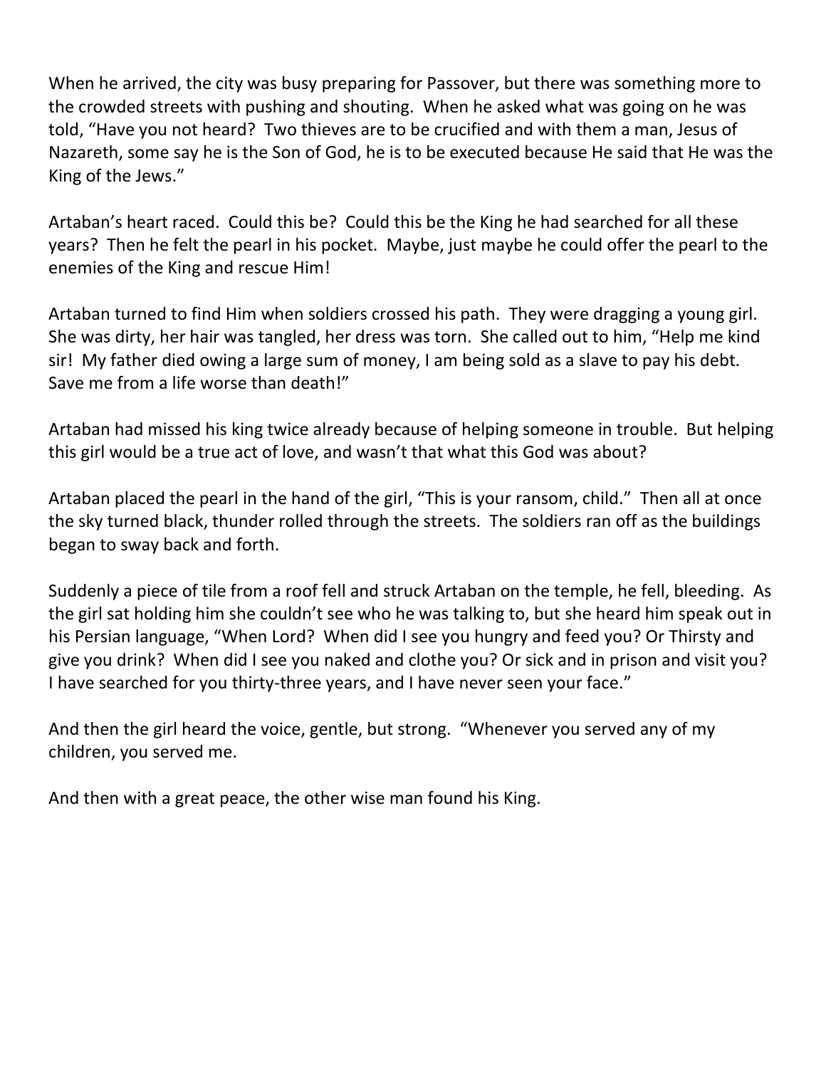When he arrived, the city was busy preparing for Passover, but there was something more to the crowded streets with pushing and shouting. When he asked what was going on he was told, "Have you not heard? Two thieves are to be crucified and with them a man, Jesus of Nazareth, some say he is the Son of God, he is to be executed because He said that He was the King of the Jews."

Artaban's heart raced. Could this be? Could this be the King he had searched for all these years? Then he felt the pearl in his pocket. Maybe, just maybe he could offer the pearl to the enemies of the King and rescue Him!

Artaban turned to find Him when soldiers crossed his path. They were dragging a young girl. She was dirty, her hair was tangled, her dress was torn. She called out to him, "Help me kind sir! My father died owing a large sum of money, I am being sold as a slave to pay his debt. Save me from a life worse than death!"

Artaban had missed his king twice already because of helping someone in trouble. But helping this girl would be a true act of love, and wasn't that what this God was about?

Artaban placed the pearl in the hand of the girl, "This is your ransom, child." Then all at once the sky turned black, thunder rolled through the streets. The soldiers ran off as the buildings began to sway back and forth.

Suddenly a piece of tile from a roof fell and struck Artaban on the temple, he fell, bleeding. As the girl sat holding him she couldn't see who he was talking to, but she heard him speak out in his Persian language, "When Lord? When did I see you hungry and feed you? Or Thirsty and give you drink? When did I see you naked and clothe you? Or sick and in prison and visit you? I have searched for you thirty-three years, and I have never seen your face."

And then the girl heard the voice, gentle, but strong. "Whenever you served any of my children, you served me.

And then with a great peace, the other wise man found his King.